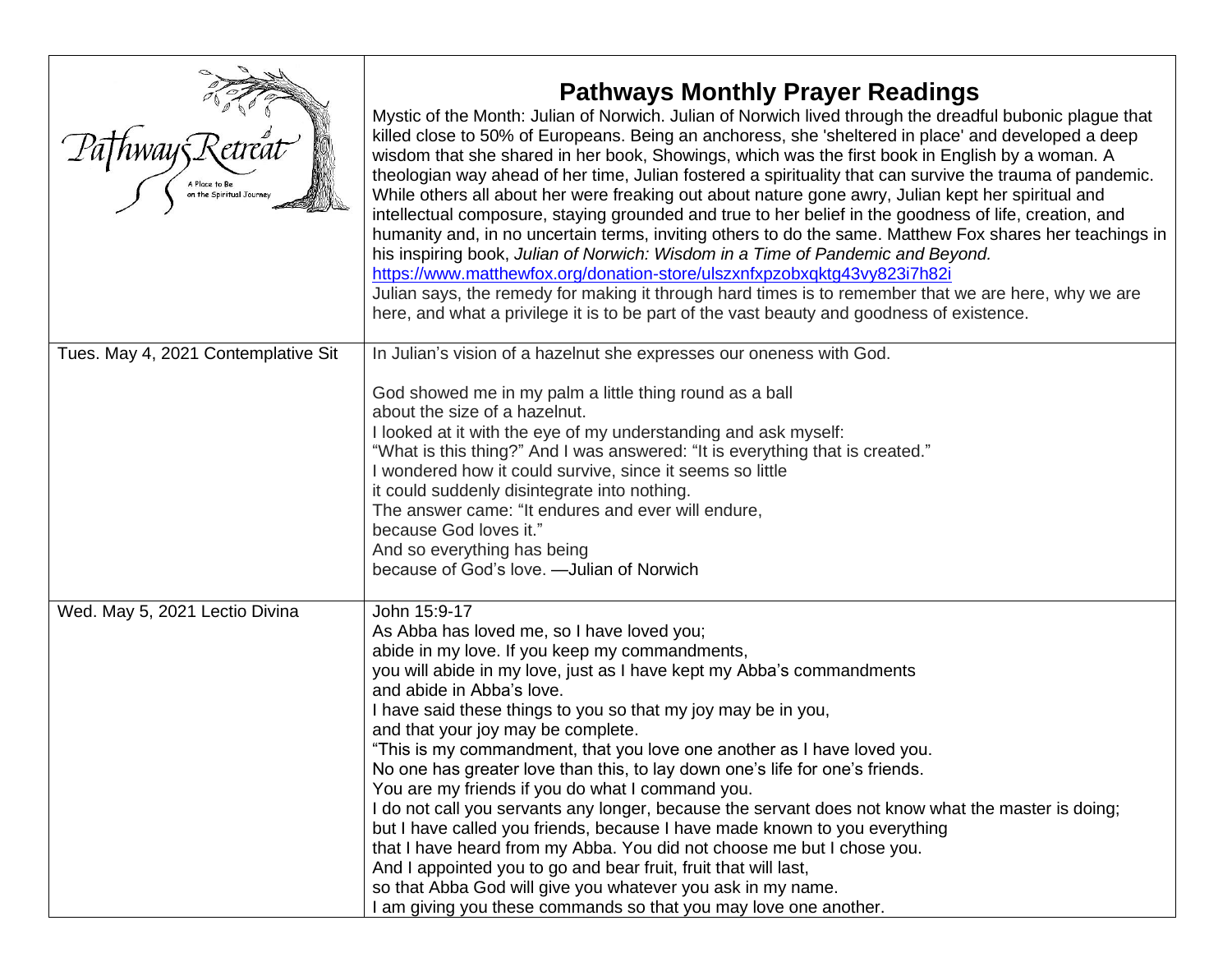| Pathways Retreat<br>A Place to Be on the Spiritual Journey | **Pathways Monthly Prayer Readings**<br>Mystic of the Month: Julian of Norwich. Julian of Norwich lived through the dreadful bubonic plague that killed close to 50% of Europeans. Being an anchoress, she 'sheltered in place' and developed a deep wisdom that she shared in her book, Showings, which was the first book in English by a woman. A theologian way ahead of her time, Julian fostered a spirituality that can survive the trauma of pandemic. While others all about her were freaking out about nature gone awry, Julian kept her spiritual and intellectual composure, staying grounded and true to her belief in the goodness of life, creation, and humanity and, in no uncertain terms, inviting others to do the same. Matthew Fox shares her teachings in his inspiring book, *Julian of Norwich: Wisdom in a Time of Pandemic and Beyond.*<br>https://www.matthewfox.org/donation-store/ulszxnfxpzobxqktg43vy823i7h82i<br>Julian says, the remedy for making it through hard times is to remember that we are here, why we are here, and what a privilege it is to be part of the vast beauty and goodness of existence. |
|---|---|
| Tues. May 4, 2021 Contemplative Sit | In Julian's vision of a hazelnut she expresses our oneness with God.<br><br>God showed me in my palm a little thing round as a ball<br>about the size of a hazelnut.<br>I looked at it with the eye of my understanding and ask myself:<br>"What is this thing?" And I was answered: "It is everything that is created."<br>I wondered how it could survive, since it seems so little<br>it could suddenly disintegrate into nothing.<br>The answer came: "It endures and ever will endure,<br>because God loves it."<br>And so everything has being<br>because of God's love. —Julian of Norwich |
| Wed. May 5, 2021 Lectio Divina | John 15:9-17<br>As Abba has loved me, so I have loved you;<br>abide in my love. If you keep my commandments,<br>you will abide in my love, just as I have kept my Abba's commandments<br>and abide in Abba's love.<br>I have said these things to you so that my joy may be in you,<br>and that your joy may be complete.<br>"This is my commandment, that you love one another as I have loved you.<br>No one has greater love than this, to lay down one's life for one's friends.<br>You are my friends if you do what I command you.<br>I do not call you servants any longer, because the servant does not know what the master is doing;<br>but I have called you friends, because I have made known to you everything<br>that I have heard from my Abba. You did not choose me but I chose you.<br>And I appointed you to go and bear fruit, fruit that will last,<br>so that Abba God will give you whatever you ask in my name.<br>I am giving you these commands so that you may love one another. |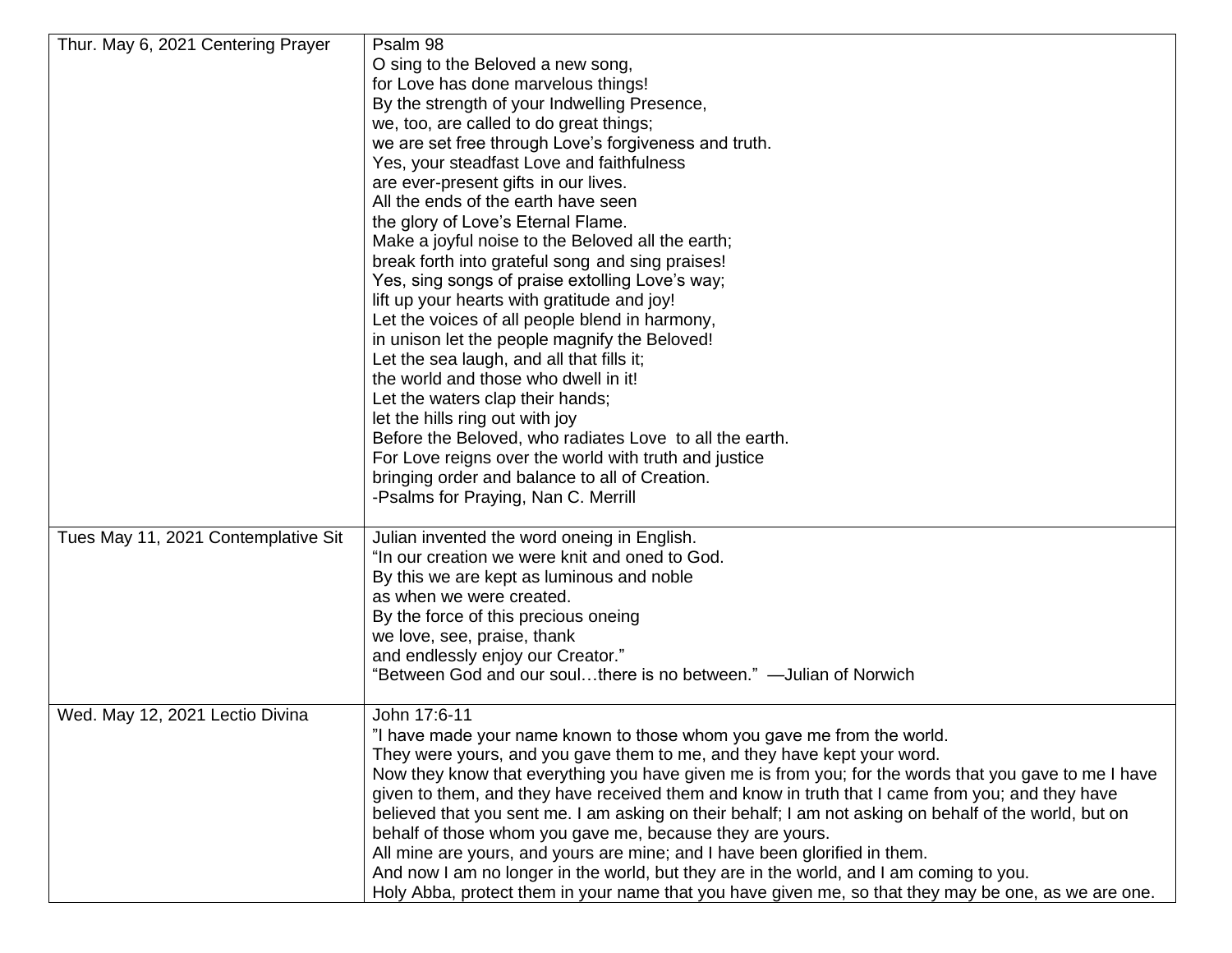| Thur. May 6, 2021 Centering Prayer | Psalm 98<br>O sing to the Beloved a new song,<br>for Love has done marvelous things!<br>By the strength of your Indwelling Presence,<br>we, too, are called to do great things;<br>we are set free through Love's forgiveness and truth.<br>Yes, your steadfast Love and faithfulness<br>are ever-present gifts in our lives.<br>All the ends of the earth have seen<br>the glory of Love's Eternal Flame.<br>Make a joyful noise to the Beloved all the earth;<br>break forth into grateful song and sing praises!<br>Yes, sing songs of praise extolling Love's way;<br>lift up your hearts with gratitude and joy!<br>Let the voices of all people blend in harmony,<br>in unison let the people magnify the Beloved!<br>Let the sea laugh, and all that fills it;<br>the world and those who dwell in it!<br>Let the waters clap their hands;<br>let the hills ring out with joy<br>Before the Beloved, who radiates Love to all the earth.<br>For Love reigns over the world with truth and justice<br>bringing order and balance to all of Creation.<br>-Psalms for Praying, Nan C. Merrill |
|---|---|
| Tues May 11, 2021 Contemplative Sit | Julian invented the word oneing in English.<br>"In our creation we were knit and oned to God.<br>By this we are kept as luminous and noble<br>as when we were created.<br>By the force of this precious oneing<br>we love, see, praise, thank<br>and endlessly enjoy our Creator."<br>"Between God and our soul…there is no between." —Julian of Norwich |
| Wed. May 12, 2021 Lectio Divina | John 17:6-11<br>"I have made your name known to those whom you gave me from the world.<br>They were yours, and you gave them to me, and they have kept your word.<br>Now they know that everything you have given me is from you; for the words that you gave to me I have given to them, and they have received them and know in truth that I came from you; and they have believed that you sent me. I am asking on their behalf; I am not asking on behalf of the world, but on behalf of those whom you gave me, because they are yours.<br>All mine are yours, and yours are mine; and I have been glorified in them.<br>And now I am no longer in the world, but they are in the world, and I am coming to you.<br>Holy Abba, protect them in your name that you have given me, so that they may be one, as we are one. |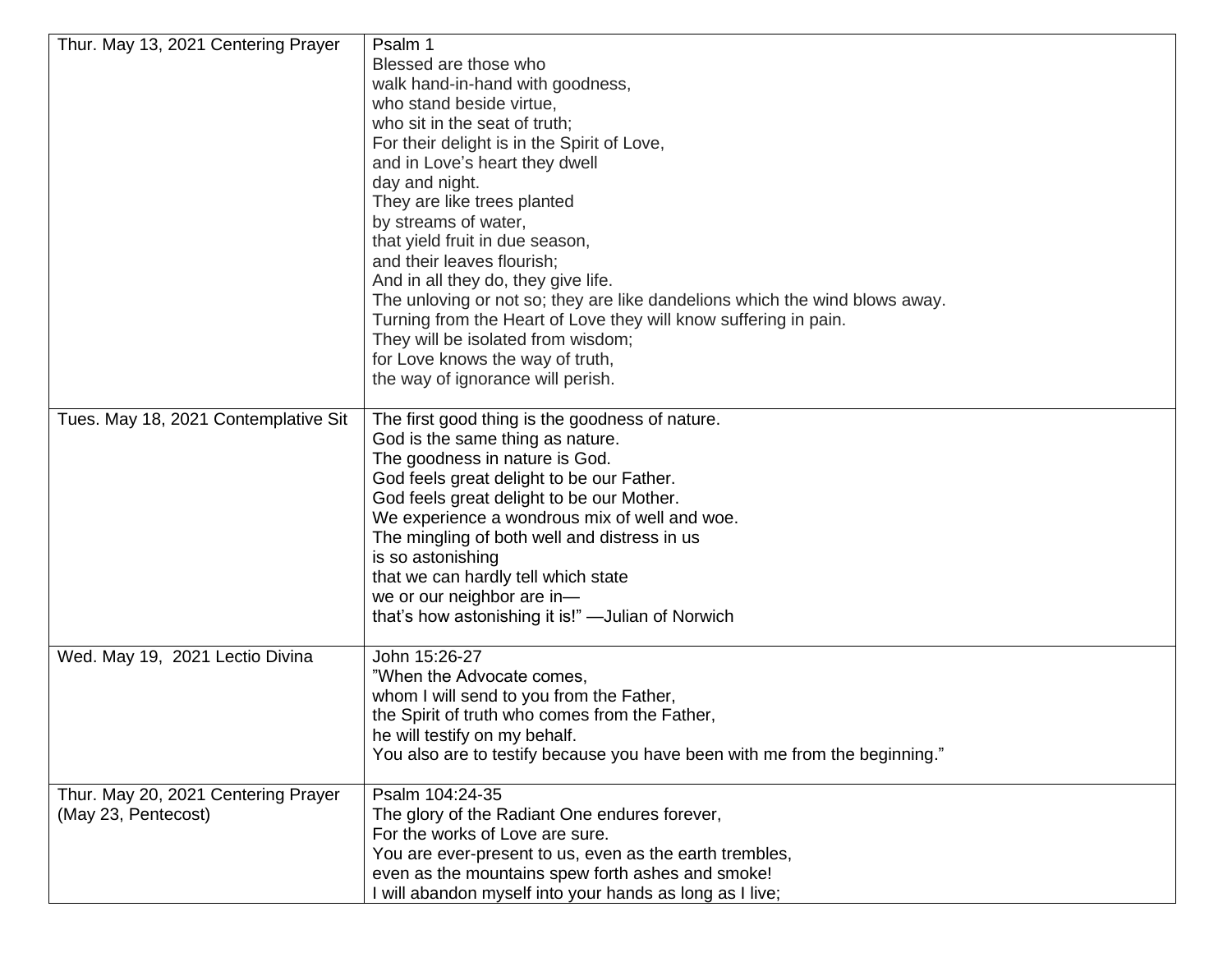| | |
|---|---|
| Thur. May 13, 2021 Centering Prayer | Psalm 1<br>Blessed are those who<br>walk hand-in-hand with goodness,<br>who stand beside virtue,<br>who sit in the seat of truth;<br>For their delight is in the Spirit of Love,<br>and in Love's heart they dwell<br>day and night.<br>They are like trees planted<br>by streams of water,<br>that yield fruit in due season,<br>and their leaves flourish;<br>And in all they do, they give life.<br>The unloving or not so; they are like dandelions which the wind blows away.<br>Turning from the Heart of Love they will know suffering in pain.<br>They will be isolated from wisdom;<br>for Love knows the way of truth,<br>the way of ignorance will perish. |
| Tues. May 18, 2021 Contemplative Sit | The first good thing is the goodness of nature.<br>God is the same thing as nature.<br>The goodness in nature is God.<br>God feels great delight to be our Father.<br>God feels great delight to be our Mother.<br>We experience a wondrous mix of well and woe.<br>The mingling of both well and distress in us<br>is so astonishing<br>that we can hardly tell which state<br>we or our neighbor are in—<br>that's how astonishing it is!" —Julian of Norwich |
| Wed. May 19, 2021 Lectio Divina | John 15:26-27<br>"When the Advocate comes,<br>whom I will send to you from the Father,<br>the Spirit of truth who comes from the Father,<br>he will testify on my behalf.<br>You also are to testify because you have been with me from the beginning." |
| Thur. May 20, 2021 Centering Prayer<br>(May 23, Pentecost) | Psalm 104:24-35<br>The glory of the Radiant One endures forever,<br>For the works of Love are sure.<br>You are ever-present to us, even as the earth trembles,<br>even as the mountains spew forth ashes and smoke!<br>I will abandon myself into your hands as long as I live; |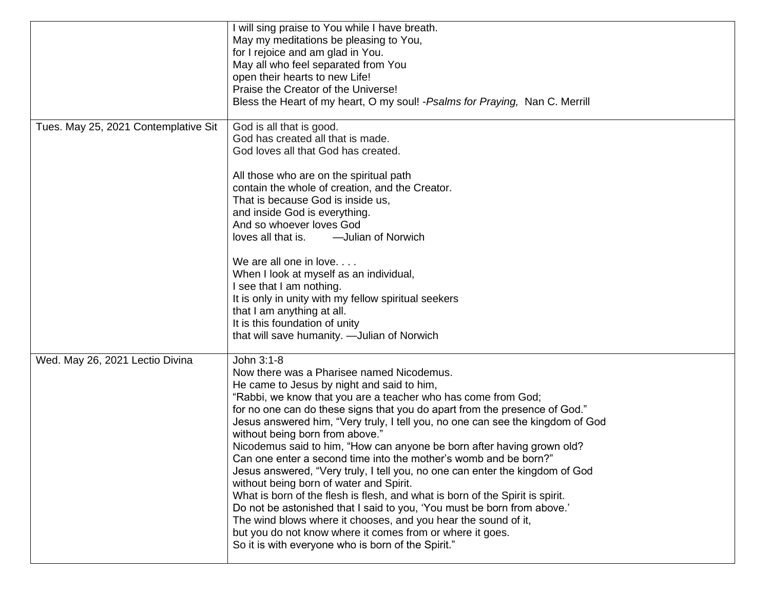| | |
|---|---|
| | I will sing praise to You while I have breath.<br>May my meditations be pleasing to You,<br>for I rejoice and am glad in You.<br>May all who feel separated from You<br>open their hearts to new Life!<br>Praise the Creator of the Universe!<br>Bless the Heart of my heart, O my soul! -*Psalms for Praying,* Nan C. Merrill |
| Tues. May 25, 2021 Contemplative Sit | God is all that is good.<br>God has created all that is made.<br>God loves all that God has created.<br><br>All those who are on the spiritual path<br>contain the whole of creation, and the Creator.<br>That is because God is inside us,<br>and inside God is everything.<br>And so whoever loves God<br>loves all that is. —Julian of Norwich<br><br>We are all one in love. . . .<br>When I look at myself as an individual,<br>I see that I am nothing.<br>It is only in unity with my fellow spiritual seekers<br>that I am anything at all.<br>It is this foundation of unity<br>that will save humanity. —Julian of Norwich |
| Wed. May 26, 2021 Lectio Divina | John 3:1-8<br>Now there was a Pharisee named Nicodemus.<br>He came to Jesus by night and said to him,<br>"Rabbi, we know that you are a teacher who has come from God;<br>for no one can do these signs that you do apart from the presence of God."<br>Jesus answered him, "Very truly, I tell you, no one can see the kingdom of God<br>without being born from above."<br>Nicodemus said to him, "How can anyone be born after having grown old?<br>Can one enter a second time into the mother's womb and be born?"<br>Jesus answered, "Very truly, I tell you, no one can enter the kingdom of God<br>without being born of water and Spirit.<br>What is born of the flesh is flesh, and what is born of the Spirit is spirit.<br>Do not be astonished that I said to you, 'You must be born from above.'<br>The wind blows where it chooses, and you hear the sound of it,<br>but you do not know where it comes from or where it goes.<br>So it is with everyone who is born of the Spirit." |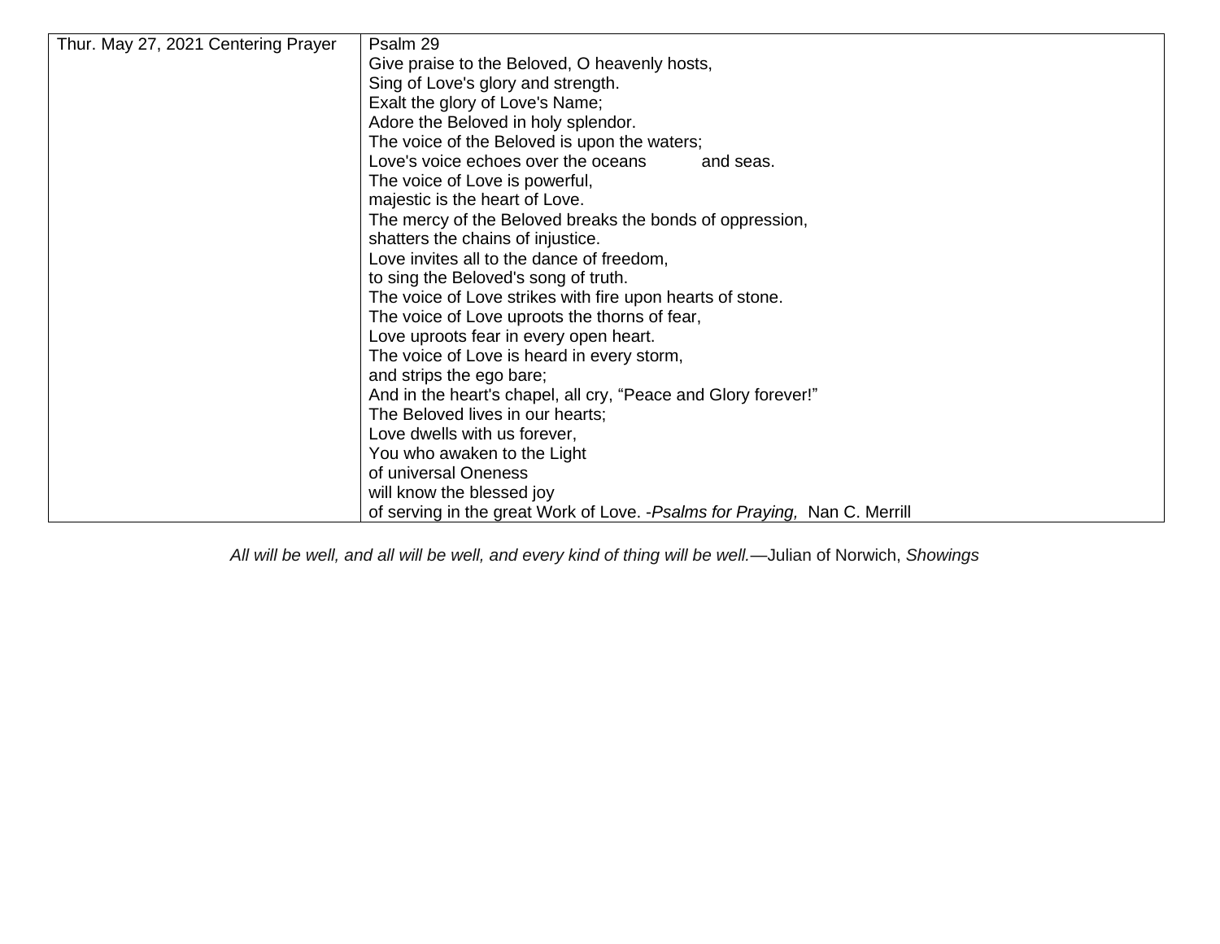| | |
|---|---|
| Thur. May 27, 2021 Centering Prayer | Psalm 29<br>Give praise to the Beloved, O heavenly hosts,<br>Sing of Love's glory and strength.<br>Exalt the glory of Love's Name;<br>Adore the Beloved in holy splendor.<br>The voice of the Beloved is upon the waters;<br>Love's voice echoes over the oceans and seas.<br>The voice of Love is powerful,<br>majestic is the heart of Love.<br>The mercy of the Beloved breaks the bonds of oppression,<br>shatters the chains of injustice.<br>Love invites all to the dance of freedom,<br>to sing the Beloved's song of truth.<br>The voice of Love strikes with fire upon hearts of stone.<br>The voice of Love uproots the thorns of fear,<br>Love uproots fear in every open heart.<br>The voice of Love is heard in every storm,<br>and strips the ego bare;<br>And in the heart's chapel, all cry, “Peace and Glory forever!”<br>The Beloved lives in our hearts;<br>Love dwells with us forever,<br>You who awaken to the Light<br>of universal Oneness<br>will know the blessed joy<br>of serving in the great Work of Love. -*Psalms for Praying,* Nan C. Merrill |

*All will be well, and all will be well, and every kind of thing will be well.*—Julian of Norwich, *Showings*